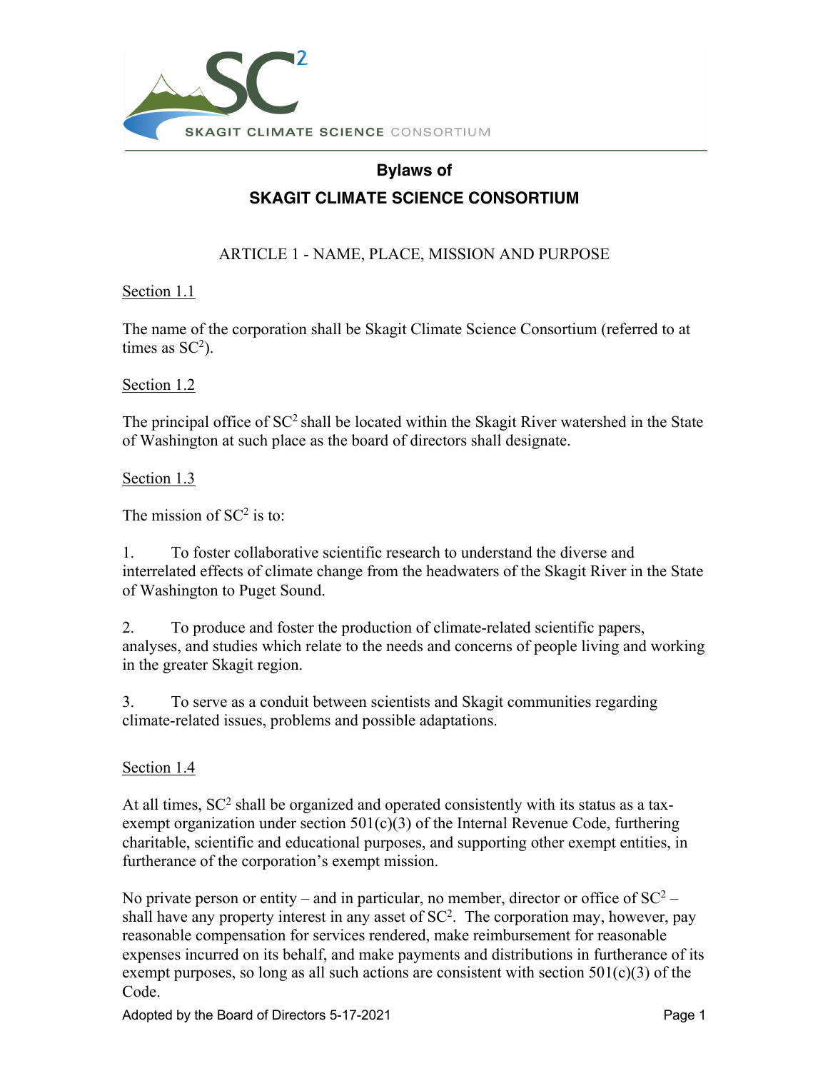SKAGIT CLIMATE SCIENCE CONSORTIUM

# Bylaws of
# SKAGIT CLIMATE SCIENCE CONSORTIUM

## ARTICLE 1 - NAME, PLACE, MISSION AND PURPOSE

Section 1.1

The name of the corporation shall be Skagit Climate Science Consortium (referred to at times as $SC^2$).

Section 1.2

The principal office of $SC^2$ shall be located within the Skagit River watershed in the State of Washington at such place as the board of directors shall designate.

Section 1.3

The mission of $SC^2$ is to:

1. To foster collaborative scientific research to understand the diverse and interrelated effects of climate change from the headwaters of the Skagit River in the State of Washington to Puget Sound.

2. To produce and foster the production of climate-related scientific papers, analyses, and studies which relate to the needs and concerns of people living and working in the greater Skagit region.

3. To serve as a conduit between scientists and Skagit communities regarding climate-related issues, problems and possible adaptations.

Section 1.4

At all times, $SC^2$ shall be organized and operated consistently with its status as a tax-exempt organization under section 501(c)(3) of the Internal Revenue Code, furthering charitable, scientific and educational purposes, and supporting other exempt entities, in furtherance of the corporation's exempt mission.

No private person or entity – and in particular, no member, director or office of $SC^2$ – shall have any property interest in any asset of $SC^2$. The corporation may, however, pay reasonable compensation for services rendered, make reimbursement for reasonable expenses incurred on its behalf, and make payments and distributions in furtherance of its exempt purposes, so long as all such actions are consistent with section 501(c)(3) of the Code.

Adopted by the Board of Directors 5-17-2021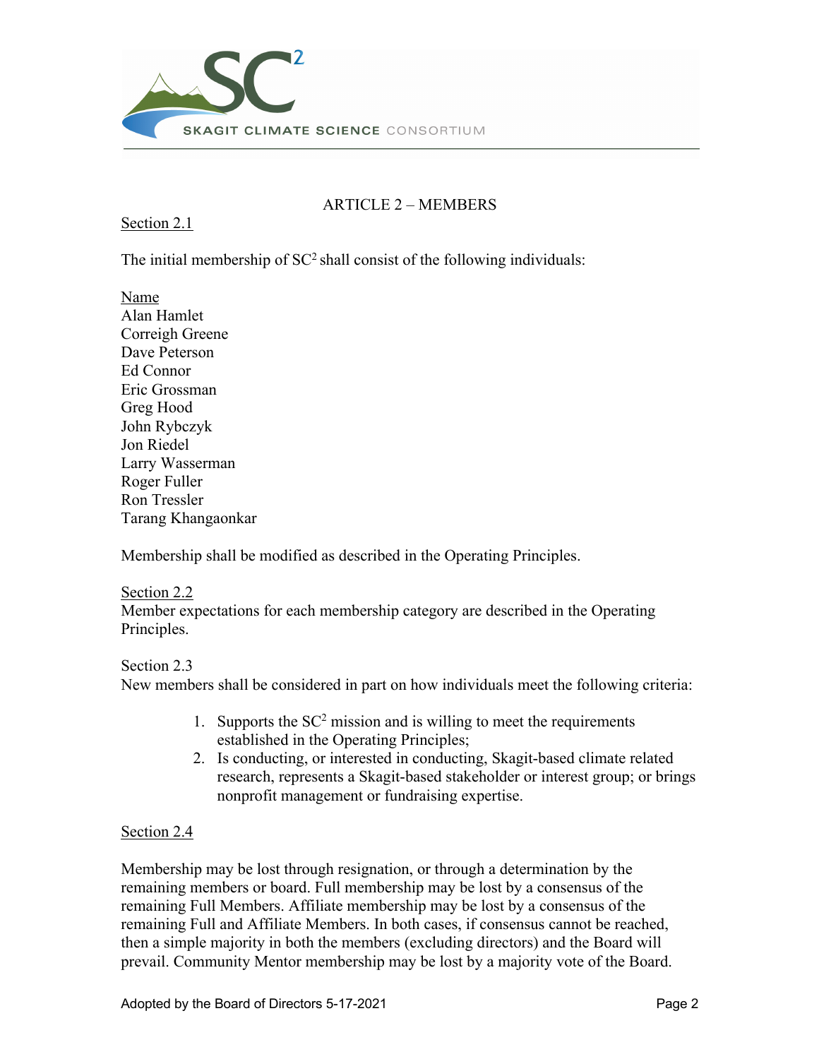## ARTICLE 2 – MEMBERS

Section 2.1

The initial membership of $SC^2$ shall consist of the following individuals:

Name
Alan Hamlet
Correigh Greene
Dave Peterson
Ed Connor
Eric Grossman
Greg Hood
John Rybczyk
Jon Riedel
Larry Wasserman
Roger Fuller
Ron Tressler
Tarang Khangaonkar

Membership shall be modified as described in the Operating Principles.

Section 2.2
Member expectations for each membership category are described in the Operating Principles.

Section 2.3
New members shall be considered in part on how individuals meet the following criteria:

1. Supports the $SC^2$ mission and is willing to meet the requirements established in the Operating Principles;
2. Is conducting, or interested in conducting, Skagit-based climate related research, represents a Skagit-based stakeholder or interest group; or brings nonprofit management or fundraising expertise.

Section 2.4

Membership may be lost through resignation, or through a determination by the remaining members or board. Full membership may be lost by a consensus of the remaining Full Members. Affiliate membership may be lost by a consensus of the remaining Full and Affiliate Members. In both cases, if consensus cannot be reached, then a simple majority in both the members (excluding directors) and the Board will prevail. Community Mentor membership may be lost by a majority vote of the Board.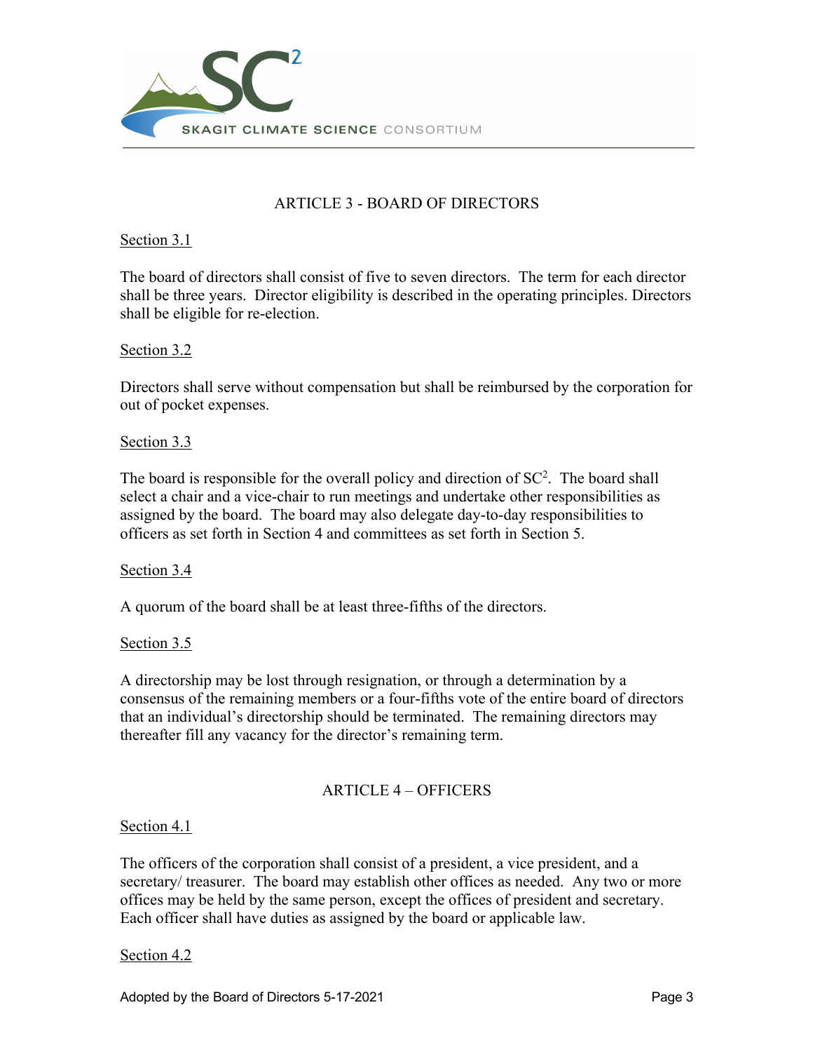## ARTICLE 3 - BOARD OF DIRECTORS

Section 3.1

The board of directors shall consist of five to seven directors. The term for each director shall be three years. Director eligibility is described in the operating principles. Directors shall be eligible for re-election.

Section 3.2

Directors shall serve without compensation but shall be reimbursed by the corporation for out of pocket expenses.

Section 3.3

The board is responsible for the overall policy and direction of $SC^2$. The board shall select a chair and a vice-chair to run meetings and undertake other responsibilities as assigned by the board. The board may also delegate day-to-day responsibilities to officers as set forth in Section 4 and committees as set forth in Section 5.

Section 3.4

A quorum of the board shall be at least three-fifths of the directors.

Section 3.5

A directorship may be lost through resignation, or through a determination by a consensus of the remaining members or a four-fifths vote of the entire board of directors that an individual's directorship should be terminated. The remaining directors may thereafter fill any vacancy for the director's remaining term.

## ARTICLE 4 – OFFICERS

Section 4.1

The officers of the corporation shall consist of a president, a vice president, and a secretary/ treasurer. The board may establish other offices as needed. Any two or more offices may be held by the same person, except the offices of president and secretary. Each officer shall have duties as assigned by the board or applicable law.

Section 4.2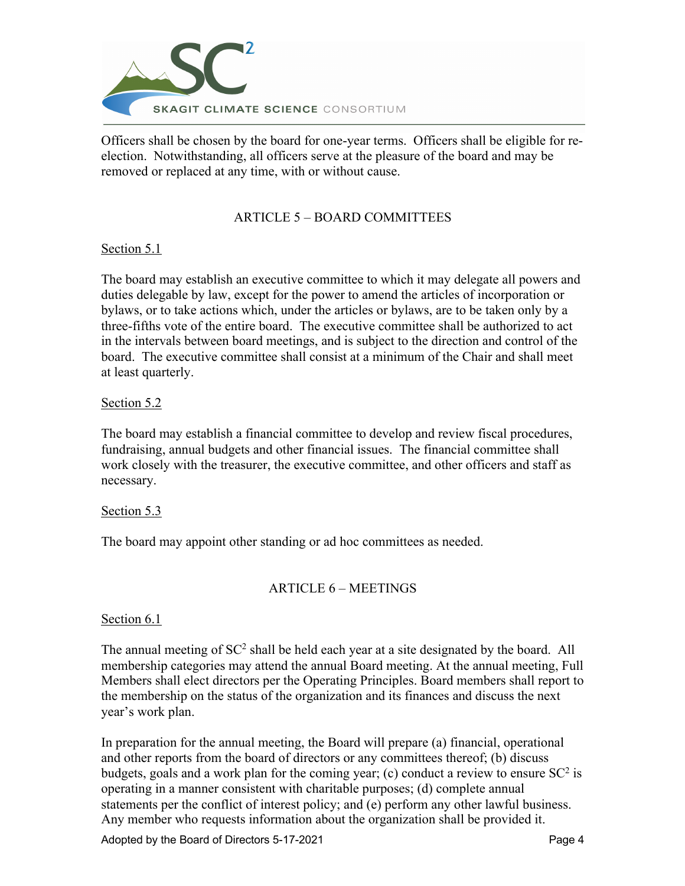Officers shall be chosen by the board for one-year terms. Officers shall be eligible for re-election. Notwithstanding, all officers serve at the pleasure of the board and may be removed or replaced at any time, with or without cause.

## ARTICLE 5 – BOARD COMMITTEES

Section 5.1

The board may establish an executive committee to which it may delegate all powers and duties delegable by law, except for the power to amend the articles of incorporation or bylaws, or to take actions which, under the articles or bylaws, are to be taken only by a three-fifths vote of the entire board. The executive committee shall be authorized to act in the intervals between board meetings, and is subject to the direction and control of the board. The executive committee shall consist at a minimum of the Chair and shall meet at least quarterly.

Section 5.2

The board may establish a financial committee to develop and review fiscal procedures, fundraising, annual budgets and other financial issues. The financial committee shall work closely with the treasurer, the executive committee, and other officers and staff as necessary.

Section 5.3

The board may appoint other standing or ad hoc committees as needed.

## ARTICLE 6 – MEETINGS

Section 6.1

The annual meeting of $SC^2$ shall be held each year at a site designated by the board. All membership categories may attend the annual Board meeting. At the annual meeting, Full Members shall elect directors per the Operating Principles. Board members shall report to the membership on the status of the organization and its finances and discuss the next year's work plan.

In preparation for the annual meeting, the Board will prepare (a) financial, operational and other reports from the board of directors or any committees thereof; (b) discuss budgets, goals and a work plan for the coming year; (c) conduct a review to ensure $SC^2$ is operating in a manner consistent with charitable purposes; (d) complete annual statements per the conflict of interest policy; and (e) perform any other lawful business. Any member who requests information about the organization shall be provided it.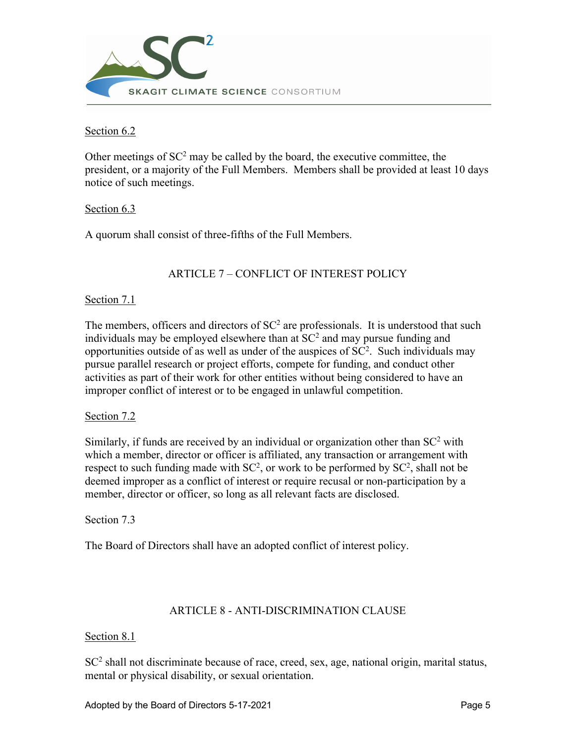Section 6.2

Other meetings of SC$^2$ may be called by the board, the executive committee, the president, or a majority of the Full Members. Members shall be provided at least 10 days notice of such meetings.

Section 6.3

A quorum shall consist of three-fifths of the Full Members.

## ARTICLE 7 – CONFLICT OF INTEREST POLICY

Section 7.1

The members, officers and directors of SC$^2$ are professionals. It is understood that such individuals may be employed elsewhere than at SC$^2$ and may pursue funding and opportunities outside of as well as under of the auspices of SC$^2$. Such individuals may pursue parallel research or project efforts, compete for funding, and conduct other activities as part of their work for other entities without being considered to have an improper conflict of interest or to be engaged in unlawful competition.

Section 7.2

Similarly, if funds are received by an individual or organization other than SC$^2$ with which a member, director or officer is affiliated, any transaction or arrangement with respect to such funding made with SC$^2$, or work to be performed by SC$^2$, shall not be deemed improper as a conflict of interest or require recusal or non-participation by a member, director or officer, so long as all relevant facts are disclosed.

Section 7.3

The Board of Directors shall have an adopted conflict of interest policy.

## ARTICLE 8 - ANTI-DISCRIMINATION CLAUSE

Section 8.1

SC$^2$ shall not discriminate because of race, creed, sex, age, national origin, marital status, mental or physical disability, or sexual orientation.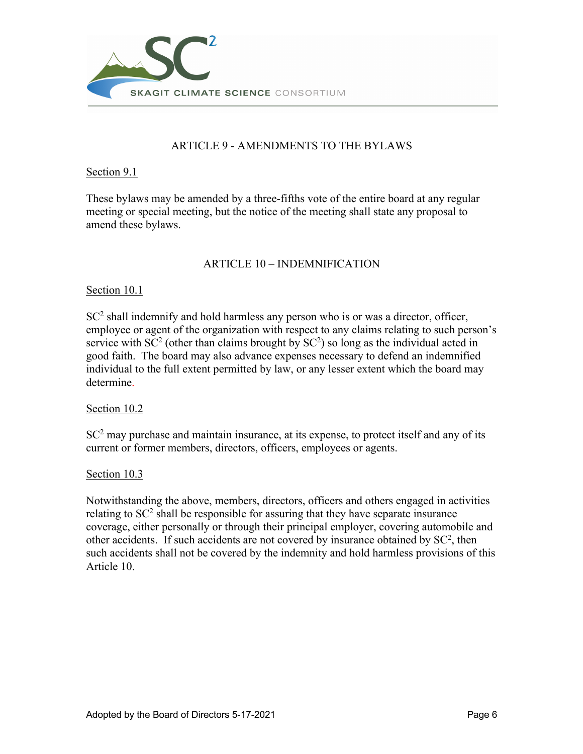## ARTICLE 9 - AMENDMENTS TO THE BYLAWS

Section 9.1

These bylaws may be amended by a three-fifths vote of the entire board at any regular meeting or special meeting, but the notice of the meeting shall state any proposal to amend these bylaws.

## ARTICLE 10 – INDEMNIFICATION

Section 10.1

SC$^2$ shall indemnify and hold harmless any person who is or was a director, officer, employee or agent of the organization with respect to any claims relating to such person's service with SC$^2$ (other than claims brought by SC$^2$) so long as the individual acted in good faith. The board may also advance expenses necessary to defend an indemnified individual to the full extent permitted by law, or any lesser extent which the board may determine.

Section 10.2

SC$^2$ may purchase and maintain insurance, at its expense, to protect itself and any of its current or former members, directors, officers, employees or agents.

Section 10.3

Notwithstanding the above, members, directors, officers and others engaged in activities relating to SC$^2$ shall be responsible for assuring that they have separate insurance coverage, either personally or through their principal employer, covering automobile and other accidents. If such accidents are not covered by insurance obtained by SC$^2$, then such accidents shall not be covered by the indemnity and hold harmless provisions of this Article 10.